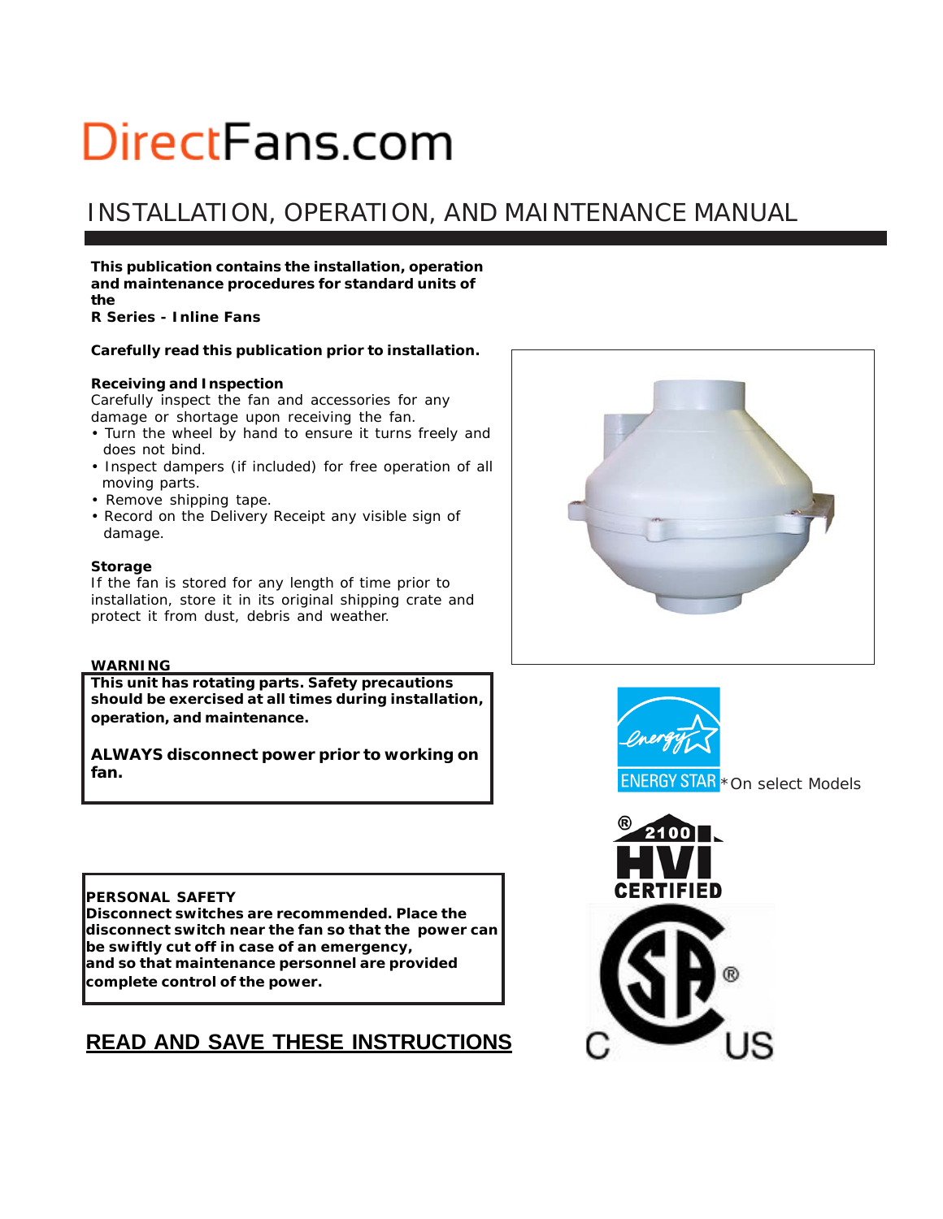# DirectFans.com

## INSTALLATION, OPERATION, AND MAINTENANCE MANUAL

**This publication contains the installation, operation and maintenance procedures for standard units of the R Series - Inline Fans**

**Carefully read this publication prior to installation.**

### Receiving and Inspection

Carefully inspect the fan and accessories for any damage or shortage upon receiving the fan.

- Turn the wheel by hand to ensure it turns freely and does not bind.
- Inspect dampers (if included) for free operation of all moving parts.
- Remove shipping tape.
- Record on the Delivery Receipt any visible sign of damage.

### Storage

If the fan is stored for any length of time prior to installation, store it in its original shipping crate and protect it from dust, debris and weather.

### WARNING

**This unit has rotating parts. Safety precautions should be exercised at all times during installation, operation, and maintenance.**

**ALWAYS disconnect power prior to working on fan.**

ENERGY STAR *On select Models

### PERSONAL SAFETY

**Disconnect switches are recommended. Place the disconnect switch near the fan so that the power can be swiftly cut off in case of an emergency, and so that maintenance personnel are provided complete control of the power.**

**READ AND SAVE THESE INSTRUCTIONS**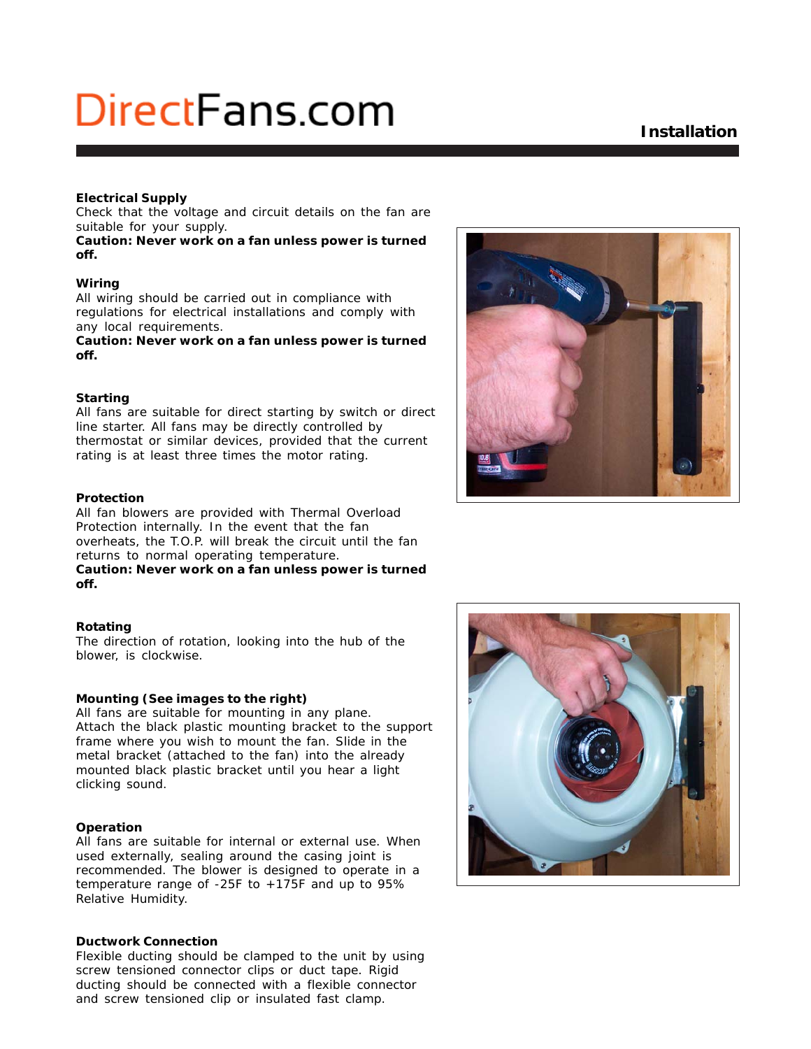# DirectFans.com

## Installation

### Electrical Supply

Check that the voltage and circuit details on the fan are suitable for your supply.

**Caution: Never work on a fan unless power is turned off.**

### Wiring

All wiring should be carried out in compliance with regulations for electrical installations and comply with any local requirements.

**Caution: Never work on a fan unless power is turned off.**

### Starting

All fans are suitable for direct starting by switch or direct line starter. All fans may be directly controlled by thermostat or similar devices, provided that the current rating is at least three times the motor rating.

### Protection

All fan blowers are provided with Thermal Overload Protection internally. In the event that the fan overheats, the T.O.P. will break the circuit until the fan returns to normal operating temperature.

**Caution: Never work on a fan unless power is turned off.**

### Rotating

The direction of rotation, looking into the hub of the blower, is clockwise.

### Mounting (See images to the right)

All fans are suitable for mounting in any plane. Attach the black plastic mounting bracket to the support frame where you wish to mount the fan. Slide in the metal bracket (attached to the fan) into the already mounted black plastic bracket until you hear a light clicking sound.

### Operation

All fans are suitable for internal or external use. When used externally, sealing around the casing joint is recommended. The blower is designed to operate in a temperature range of -25F to +175F and up to 95% Relative Humidity.

### Ductwork Connection

Flexible ducting should be clamped to the unit by using screw tensioned connector clips or duct tape. Rigid ducting should be connected with a flexible connector and screw tensioned clip or insulated fast clamp.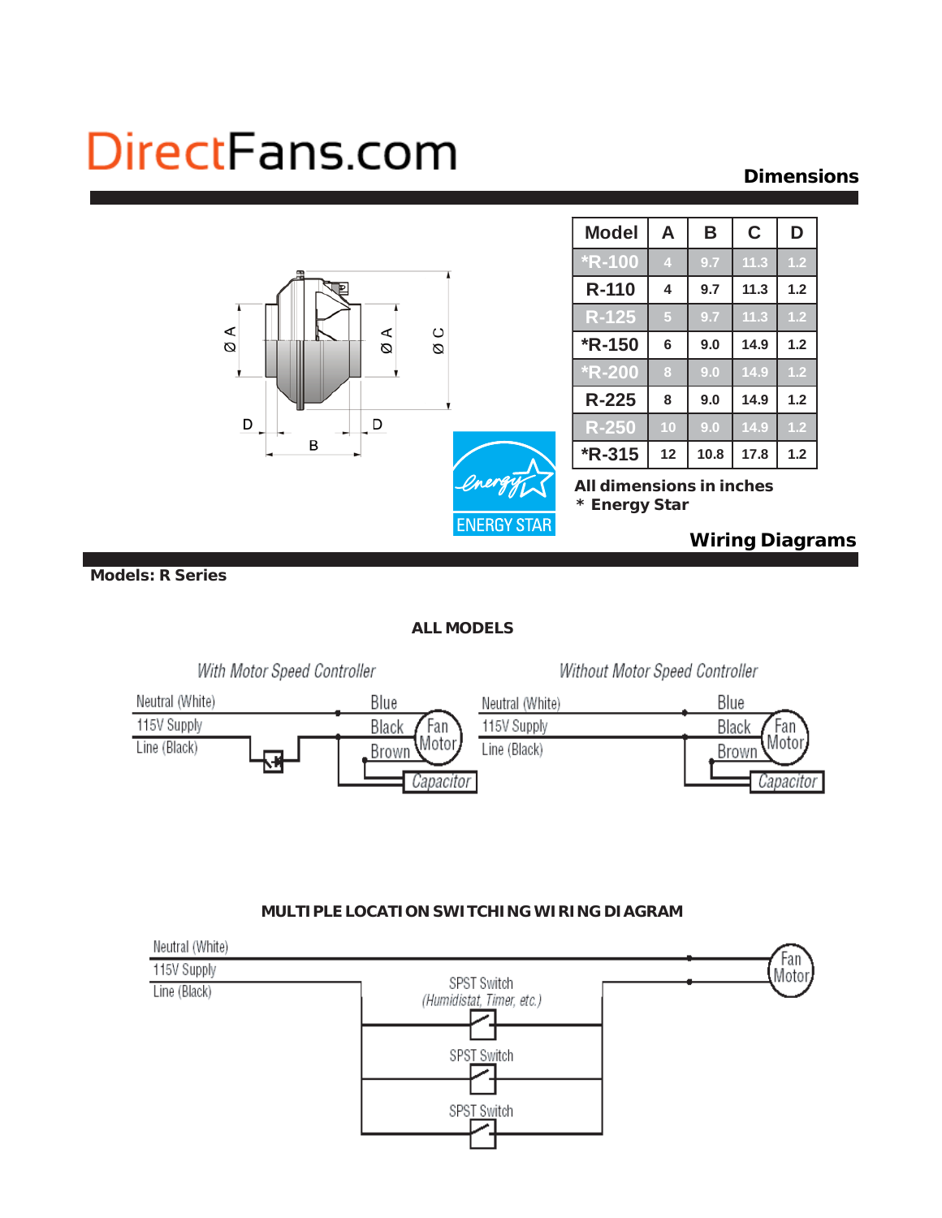# DirectFans.com

## Dimensions

| Model | A | B | C | D |
|---|---|---|---|---|
| *R-100 | 4 | 9.7 | 11.3 | 1.2 |
| R-110 | 4 | 9.7 | 11.3 | 1.2 |
| R-125 | 5 | 9.7 | 11.3 | 1.2 |
| *R-150 | 6 | 9.0 | 14.9 | 1.2 |
| *R-200 | 8 | 9.0 | 14.9 | 1.2 |
| R-225 | 8 | 9.0 | 14.9 | 1.2 |
| R-250 | 10 | 9.0 | 14.9 | 1.2 |
| *R-315 | 12 | 10.8 | 17.8 | 1.2 |

**All dimensions in inches**
**\* Energy Star**

## Wiring Diagrams

**Models: R Series**

**ALL MODELS**

*With Motor Speed Controller*

Neutral (White) — Blue
115V Supply — Black — Fan Motor
Line (Black) — Brown — Capacitor

*Without Motor Speed Controller*

Neutral (White) — Blue
115V Supply — Black — Fan Motor
Line (Black) — Brown — Capacitor

**MULTIPLE LOCATION SWITCHING WIRING DIAGRAM**

Neutral (White)
115V Supply
Line (Black)

SPST Switch
*(Humidistat, Timer, etc.)*

SPST Switch

SPST Switch

Fan Motor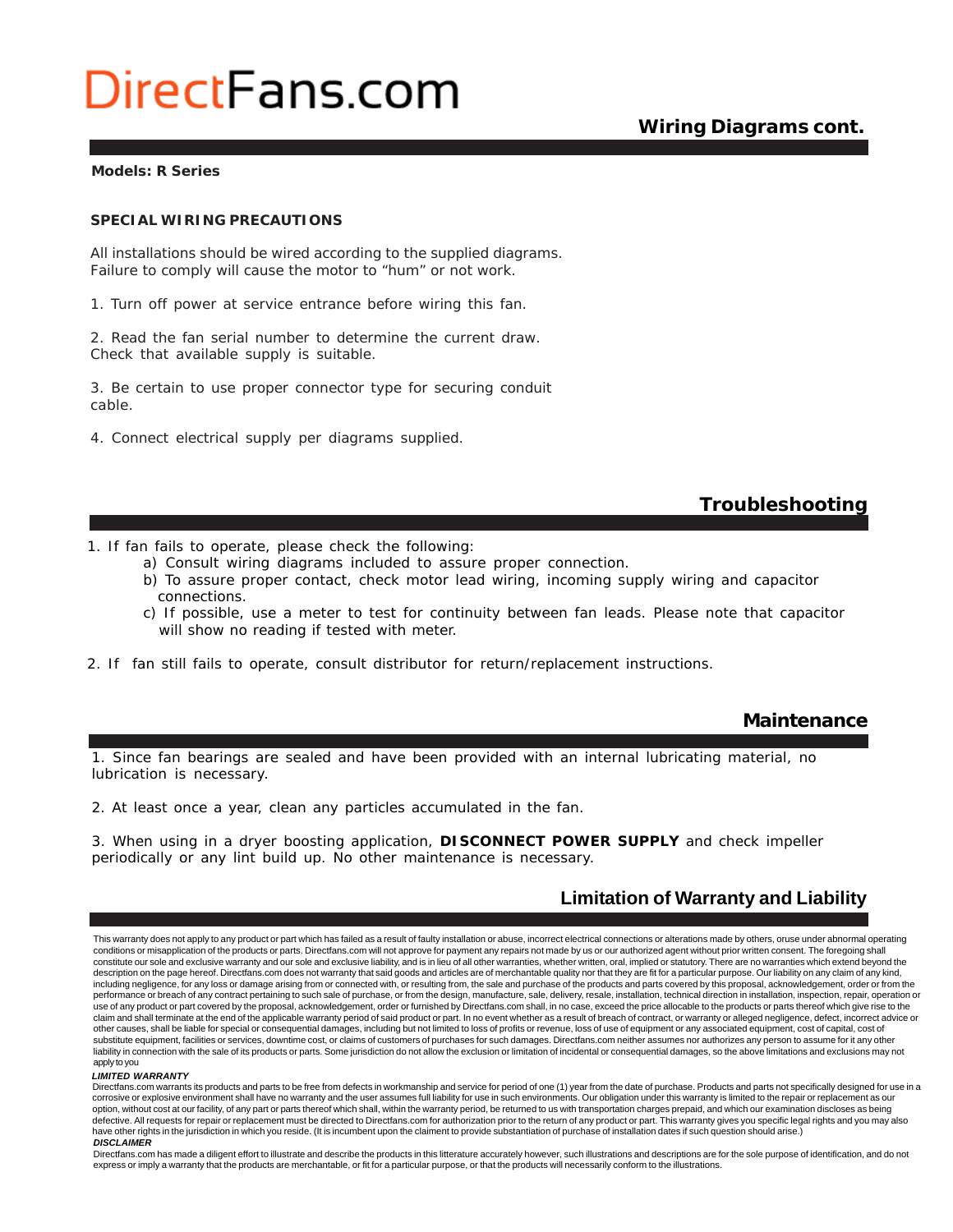# DirectFans.com

## Wiring Diagrams cont.

**Models: R Series**

**SPECIAL WIRING PRECAUTIONS**

All installations should be wired according to the supplied diagrams. Failure to comply will cause the motor to “hum” or not work.

1. Turn off power at service entrance before wiring this fan.

2. Read the fan serial number to determine the current draw. Check that available supply is suitable.

3. Be certain to use proper connector type for securing conduit cable.

4. Connect electrical supply per diagrams supplied.

## Troubleshooting

1. If fan fails to operate, please check the following:
   a) Consult wiring diagrams included to assure proper connection.
   b) To assure proper contact, check motor lead wiring, incoming supply wiring and capacitor connections.
   c) If possible, use a meter to test for continuity between fan leads. Please note that capacitor will show no reading if tested with meter.

2. If fan still fails to operate, consult distributor for return/replacement instructions.

## Maintenance

1. Since fan bearings are sealed and have been provided with an internal lubricating material, no lubrication is necessary.

2. At least once a year, clean any particles accumulated in the fan.

3. When using in a dryer boosting application, **DISCONNECT POWER SUPPLY** and check impeller periodically or any lint build up. No other maintenance is necessary.

## Limitation of Warranty and Liability

This warranty does not apply to any product or part which has failed as a result of faulty installation or abuse, incorrect electrical connections or alterations made by others, oruse under abnormal operating conditions or misapplication of the products or parts. Directfans.com will not approve for payment any repairs not made by us or our authorized agent without prior written consent. The foregoing shall constitute our sole and exclusive warranty and our sole and exclusive liability, and is in lieu of all other warranties, whether written, oral, implied or statutory. There are no warranties which extend beyond the description on the page hereof. Directfans.com does not warranty that said goods and articles are of merchantable quality nor that they are fit for a particular purpose. Our liability on any claim of any kind, including negligence, for any loss or damage arising from or connected with, or resulting from, the sale and purchase of the products and parts covered by this proposal, acknowledgement, order or from the performance or breach of any contract pertaining to such sale of purchase, or from the design, manufacture, sale, delivery, resale, installation, technical direction in installation, inspection, repair, operation or use of any product or part covered by the proposal, acknowledgement, order or furnished by Directfans.com shall, in no case, exceed the price allocable to the products or parts thereof which give rise to the claim and shall terminate at the end of the applicable warranty period of said product or part. In no event whether as a result of breach of contract, or warranty or alleged negligence, defect, incorrect advice or other causes, shall be liable for special or consequential damages, including but not limited to loss of profits or revenue, loss of use of equipment or any associated equipment, cost of capital, cost of substitute equipment, facilities or services, downtime cost, or claims of customers of purchases for such damages. Directfans.com neither assumes nor authorizes any person to assume for it any other liability in connection with the sale of its products or parts. Some jurisdiction do not allow the exclusion or limitation of incidental or consequential damages, so the above limitations and exclusions may not apply to you

***LIMITED WARRANTY***

Directfans.com warrants its products and parts to be free from defects in workmanship and service for period of one (1) year from the date of purchase. Products and parts not specifically designed for use in a corrosive or explosive environment shall have no warranty and the user assumes full liability for use in such environments. Our obligation under this warranty is limited to the repair or replacement as our option, without cost at our facility, of any part or parts thereof which shall, within the warranty period, be returned to us with transportation charges prepaid, and which our examination discloses as being defective. All requests for repair or replacement must be directed to Directfans.com for authorization prior to the return of any product or part. This warranty gives you specific legal rights and you may also have other rights in the jurisdiction in which you reside. (It is incumbent upon the claiment to provide substantiation of purchase of installation dates if such question should arise.)

***DISCLAIMER***

Directfans.com has made a diligent effort to illustrate and describe the products in this litterature accurately however, such illustrations and descriptions are for the sole purpose of identification, and do not express or imply a warranty that the products are merchantable, or fit for a particular purpose, or that the products will necessarily conform to the illustrations.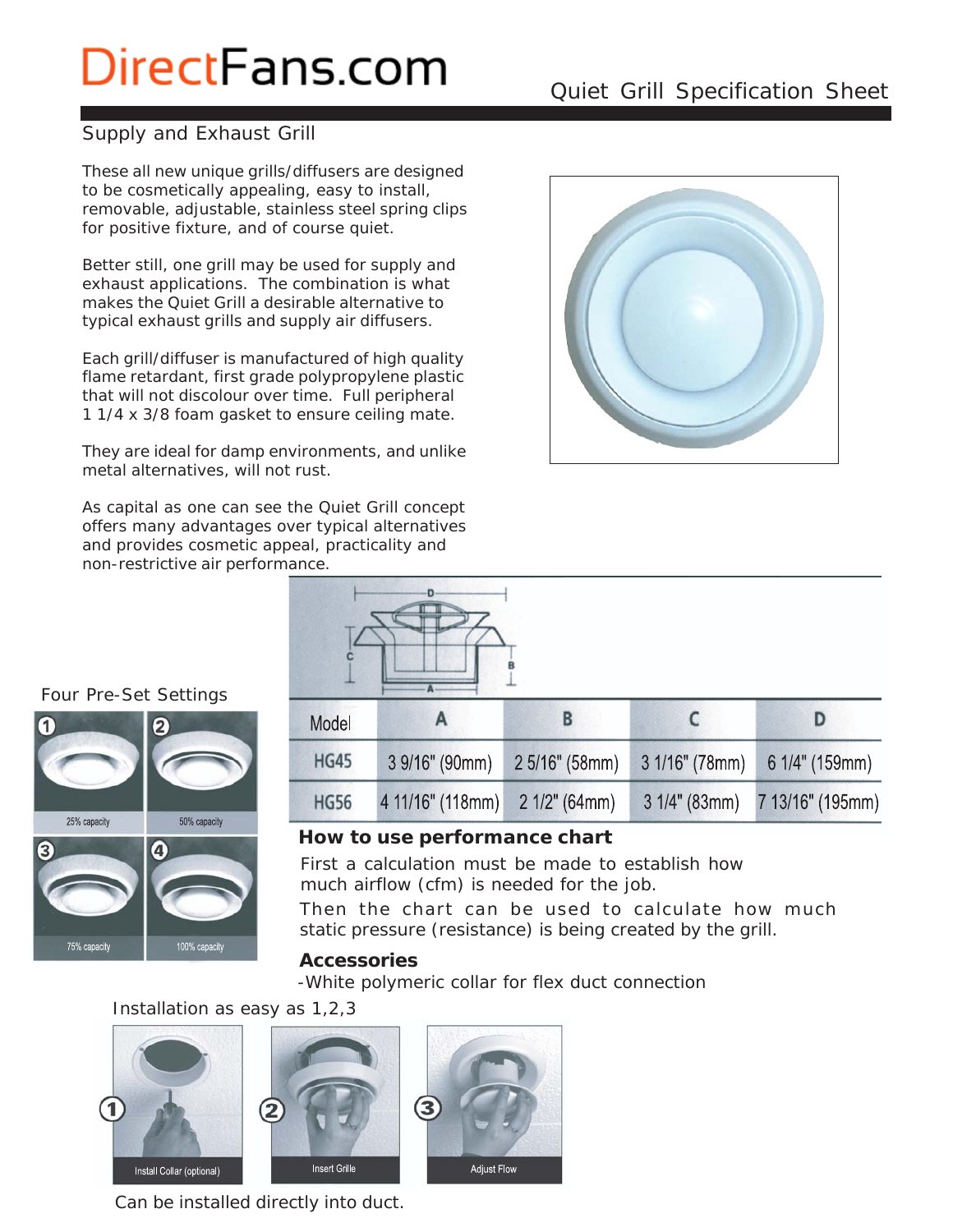# DirectFans.com

## Quiet Grill Specification Sheet

### Supply and Exhaust Grill

These all new unique grills/diffusers are designed to be cosmetically appealing, easy to install, removable, adjustable, stainless steel spring clips for positive fixture, and of course quiet.

Better still, one grill may be used for supply and exhaust applications. The combination is what makes the Quiet Grill a desirable alternative to typical exhaust grills and supply air diffusers.

Each grill/diffuser is manufactured of high quality flame retardant, first grade polypropylene plastic that will not discolour over time. Full peripheral 1 1/4 x 3/8 foam gasket to ensure ceiling mate.

They are ideal for damp environments, and unlike metal alternatives, will not rust.

As capital as one can see the Quiet Grill concept offers many advantages over typical alternatives and provides cosmetic appeal, practicality and non-restrictive air performance.

D

C

B

A

| Model | A | B | C | D |
|---|---|---|---|---|
| HG45 | 3 9/16" (90mm) | 2 5/16" (58mm) | 3 1/16" (78mm) | 6 1/4" (159mm) |
| HG56 | 4 11/16" (118mm) | 2 1/2" (64mm) | 3 1/4" (83mm) | 7 13/16" (195mm) |

### Four Pre-Set Settings

1 — 25% capacity

2 — 50% capacity

3 — 75% capacity

4 — 100% capacity

### How to use performance chart

First a calculation must be made to establish how much airflow (cfm) is needed for the job.

Then the chart can be used to calculate how much static pressure (resistance) is being created by the grill.

### Accessories

-White polymeric collar for flex duct connection

### Installation as easy as 1,2,3

1 — Install Collar (optional)

2 — Insert Grille

3 — Adjust Flow

Can be installed directly into duct.